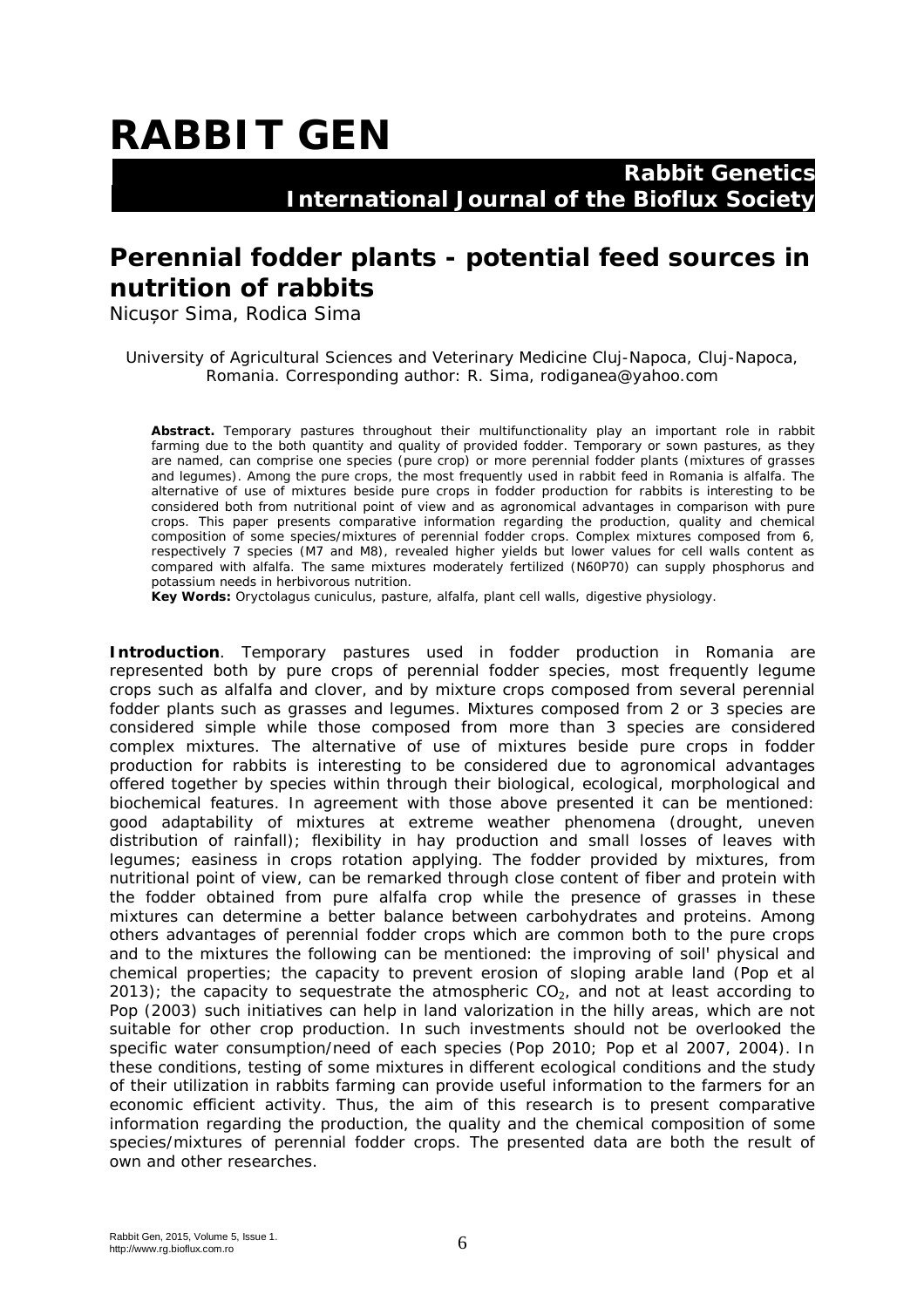# RABBIT GEN

**Rabbit Genetics**
**International Journal of the Bioflux Society**

## Perennial fodder plants - potential feed sources in nutrition of rabbits

Nicușor Sima, Rodica Sima

University of Agricultural Sciences and Veterinary Medicine Cluj-Napoca, Cluj-Napoca, Romania. Corresponding author: R. Sima, rodiganea@yahoo.com

**Abstract.** Temporary pastures throughout their multifunctionality play an important role in rabbit farming due to the both quantity and quality of provided fodder. Temporary or sown pastures, as they are named, can comprise one species (pure crop) or more perennial fodder plants (mixtures of grasses and legumes). Among the pure crops, the most frequently used in rabbit feed in Romania is alfalfa. The alternative of use of mixtures beside pure crops in fodder production for rabbits is interesting to be considered both from nutritional point of view and as agronomical advantages in comparison with pure crops. This paper presents comparative information regarding the production, quality and chemical composition of some species/mixtures of perennial fodder crops. Complex mixtures composed from 6, respectively 7 species (M7 and M8), revealed higher yields but lower values for cell walls content as compared with alfalfa. The same mixtures moderately fertilized (N60P70) can supply phosphorus and potassium needs in herbivorous nutrition.

**Key Words:** *Oryctolagus cuniculus*, pasture, alfalfa, plant cell walls, digestive physiology.

**Introduction**. Temporary pastures used in fodder production in Romania are represented both by pure crops of perennial fodder species, most frequently legume crops such as alfalfa and clover, and by mixture crops composed from several perennial fodder plants such as grasses and legumes. Mixtures composed from 2 or 3 species are considered simple while those composed from more than 3 species are considered complex mixtures. The alternative of use of mixtures beside pure crops in fodder production for rabbits is interesting to be considered due to agronomical advantages offered together by species within through their biological, ecological, morphological and biochemical features. In agreement with those above presented it can be mentioned: good adaptability of mixtures at extreme weather phenomena (drought, uneven distribution of rainfall); flexibility in hay production and small losses of leaves with legumes; easiness in crops rotation applying. The fodder provided by mixtures, from nutritional point of view, can be remarked through close content of fiber and protein with the fodder obtained from pure alfalfa crop while the presence of grasses in these mixtures can determine a better balance between carbohydrates and proteins. Among others advantages of perennial fodder crops which are common both to the pure crops and to the mixtures the following can be mentioned: the improving of soil' physical and chemical properties; the capacity to prevent erosion of sloping arable land (Pop et al 2013); the capacity to sequestrate the atmospheric $CO_2$, and not at least according to Pop (2003) such initiatives can help in land valorization in the hilly areas, which are not suitable for other crop production. In such investments should not be overlooked the specific water consumption/need of each species (Pop 2010; Pop et al 2007, 2004). In these conditions, testing of some mixtures in different ecological conditions and the study of their utilization in rabbits farming can provide useful information to the farmers for an economic efficient activity. Thus, the aim of this research is to present comparative information regarding the production, the quality and the chemical composition of some species/mixtures of perennial fodder crops. The presented data are both the result of own and other researches.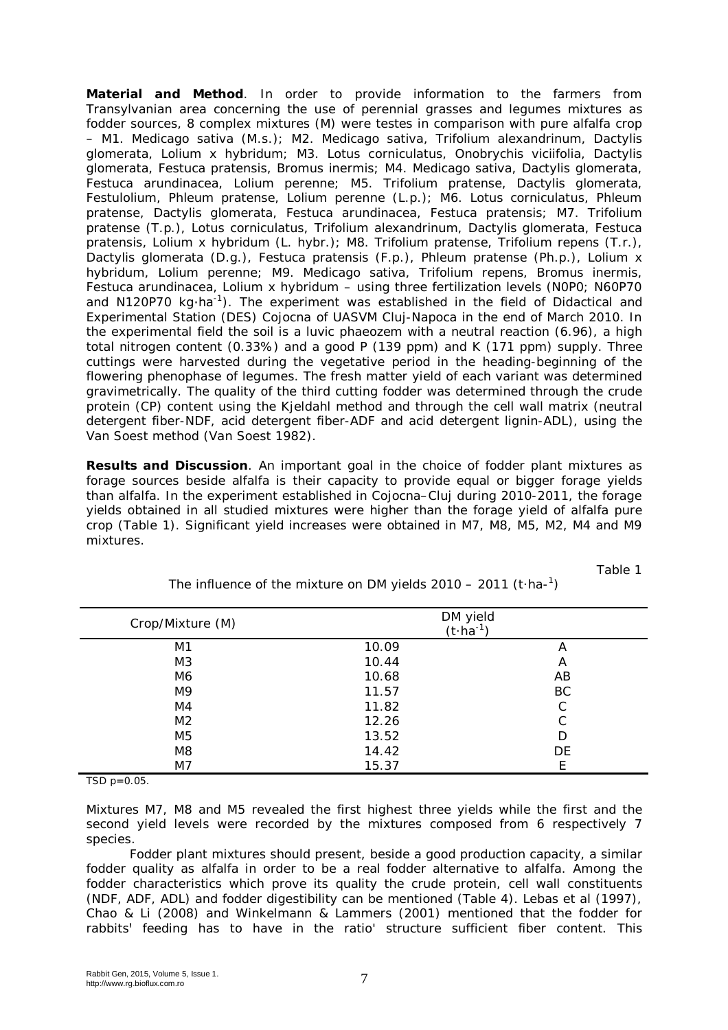**Material and Method**. In order to provide information to the farmers from Transylvanian area concerning the use of perennial grasses and legumes mixtures as fodder sources, 8 complex mixtures (M) were testes in comparison with pure alfalfa crop – M1. *Medicago sativa* (*M.s.*); M2. *Medicago sativa*, *Trifolium alexandrinum*, *Dactylis glomerata*, *Lolium x hybridum*; M3. *Lotus corniculatus*, *Onobrychis viciifolia*, *Dactylis glomerata*, *Festuca pratensis*, *Bromus inermis*; M4. *Medicago sativa*, *Dactylis glomerata*, *Festuca arundinacea*, *Lolium perenne*; M5. *Trifolium pratense*, *Dactylis glomerata*, *Festulolium*, *Phleum pratense*, *Lolium perenne* (*L.p.*); M6. *Lotus corniculatus*, *Phleum pratense*, *Dactylis glomerata*, *Festuca arundinacea*, *Festuca pratensis*; M7. *Trifolium pratense* (*T.p.*), *Lotus corniculatus*, *Trifolium alexandrinum*, *Dactylis glomerata*, *Festuca pratensis*, *Lolium x hybridum* (*L. hybr.*); M8. *Trifolium pratense*, *Trifolium repens* (*T.r.*), *Dactylis glomerata* (*D.g.*), *Festuca pratensis* (*F.p.*), *Phleum pratense* (*Ph.p.*), *Lolium x hybridum*, *Lolium perenne*; M9. *Medicago sativa*, *Trifolium repens*, *Bromus inermis*, *Festuca arundinacea*, *Lolium x hybridum* – using three fertilization levels (N0P0; N60P70 and N120P70 kg·ha$^{-1}$). The experiment was established in the field of Didactical and Experimental Station (DES) Cojocna of UASVM Cluj-Napoca in the end of March 2010. In the experimental field the soil is a luvic phaeozem with a neutral reaction (6.96), a high total nitrogen content (0.33%) and a good P (139 ppm) and K (171 ppm) supply. Three cuttings were harvested during the vegetative period in the heading-beginning of the flowering phenophase of legumes. The fresh matter yield of each variant was determined gravimetrically. The quality of the third cutting fodder was determined through the crude protein (CP) content using the Kjeldahl method and through the cell wall matrix (neutral detergent fiber-NDF, acid detergent fiber-ADF and acid detergent lignin-ADL), using the Van Soest method (Van Soest 1982).

**Results and Discussion**. An important goal in the choice of fodder plant mixtures as forage sources beside alfalfa is their capacity to provide equal or bigger forage yields than alfalfa. In the experiment established in Cojocna–Cluj during 2010-2011, the forage yields obtained in all studied mixtures were higher than the forage yield of alfalfa pure crop (Table 1). Significant yield increases were obtained in M7, M8, M5, M2, M4 and M9 mixtures.

Table 1

The influence of the mixture on DM yields 2010 – 2011 (t·ha-$^{1}$)

| Crop/Mixture (M) | DM yield (t·ha$^{-1}$) | |
|---|---|---|
| M1 | 10.09 | A |
| M3 | 10.44 | A |
| M6 | 10.68 | AB |
| M9 | 11.57 | BC |
| M4 | 11.82 | C |
| M2 | 12.26 | C |
| M5 | 13.52 | D |
| M8 | 14.42 | DE |
| M7 | 15.37 | E |

TSD p=0.05.

Mixtures M7, M8 and M5 revealed the first highest three yields while the first and the second yield levels were recorded by the mixtures composed from 6 respectively 7 species.

Fodder plant mixtures should present, beside a good production capacity, a similar fodder quality as alfalfa in order to be a real fodder alternative to alfalfa. Among the fodder characteristics which prove its quality the crude protein, cell wall constituents (NDF, ADF, ADL) and fodder digestibility can be mentioned (Table 4). Lebas et al (1997), Chao & Li (2008) and Winkelmann & Lammers (2001) mentioned that the fodder for rabbits' feeding has to have in the ratio' structure sufficient fiber content. This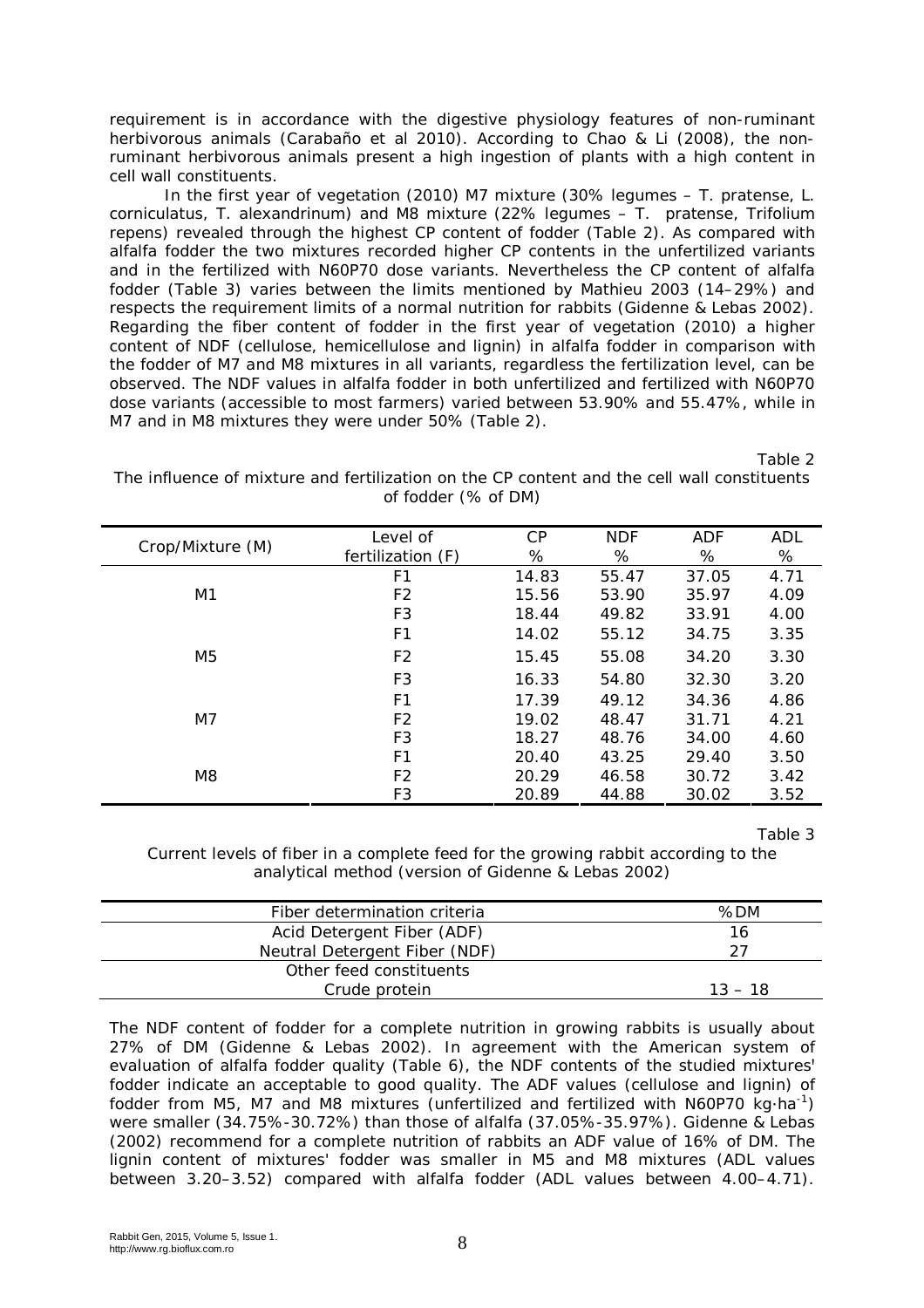requirement is in accordance with the digestive physiology features of non-ruminant herbivorous animals (Carabaño et al 2010). According to Chao & Li (2008), the non-ruminant herbivorous animals present a high ingestion of plants with a high content in cell wall constituents.

In the first year of vegetation (2010) M7 mixture (30% legumes – *T. pratense*, *L. corniculatus*, *T. alexandrinum*) and M8 mixture (22% legumes – *T. pratense*, *Trifolium repens*) revealed through the highest CP content of fodder (Table 2). As compared with alfalfa fodder the two mixtures recorded higher CP contents in the unfertilized variants and in the fertilized with N60P70 dose variants. Nevertheless the CP content of alfalfa fodder (Table 3) varies between the limits mentioned by Mathieu 2003 (14–29%) and respects the requirement limits of a normal nutrition for rabbits (Gidenne & Lebas 2002). Regarding the fiber content of fodder in the first year of vegetation (2010) a higher content of NDF (cellulose, hemicellulose and lignin) in alfalfa fodder in comparison with the fodder of M7 and M8 mixtures in all variants, regardless the fertilization level, can be observed. The NDF values in alfalfa fodder in both unfertilized and fertilized with N60P70 dose variants (accessible to most farmers) varied between 53.90% and 55.47%, while in M7 and in M8 mixtures they were under 50% (Table 2).

Table 2

The influence of mixture and fertilization on the CP content and the cell wall constituents of fodder (% of DM)

| Crop/Mixture (M) | Level of fertilization (F) | CP % | NDF % | ADF % | ADL % |
|---|---|---|---|---|---|
| M1 | F1 | 14.83 | 55.47 | 37.05 | 4.71 |
| | F2 | 15.56 | 53.90 | 35.97 | 4.09 |
| | F3 | 18.44 | 49.82 | 33.91 | 4.00 |
| M5 | F1 | 14.02 | 55.12 | 34.75 | 3.35 |
| | F2 | 15.45 | 55.08 | 34.20 | 3.30 |
| | F3 | 16.33 | 54.80 | 32.30 | 3.20 |
| M7 | F1 | 17.39 | 49.12 | 34.36 | 4.86 |
| | F2 | 19.02 | 48.47 | 31.71 | 4.21 |
| | F3 | 18.27 | 48.76 | 34.00 | 4.60 |
| M8 | F1 | 20.40 | 43.25 | 29.40 | 3.50 |
| | F2 | 20.29 | 46.58 | 30.72 | 3.42 |
| | F3 | 20.89 | 44.88 | 30.02 | 3.52 |

Table 3

Current levels of fiber in a complete feed for the growing rabbit according to the analytical method (version of Gidenne & Lebas 2002)

| Fiber determination criteria | %DM |
|---|---|
| Acid Detergent Fiber (ADF) | 16 |
| Neutral Detergent Fiber (NDF) | 27 |
| Other feed constituents | |
| Crude protein | 13 – 18 |

The NDF content of fodder for a complete nutrition in growing rabbits is usually about 27% of DM (Gidenne & Lebas 2002). In agreement with the American system of evaluation of alfalfa fodder quality (Table 6), the NDF contents of the studied mixtures' fodder indicate an acceptable to good quality. The ADF values (cellulose and lignin) of fodder from M5, M7 and M8 mixtures (unfertilized and fertilized with N60P70 kg·ha$^{-1}$) were smaller (34.75%-30.72%) than those of alfalfa (37.05%-35.97%). Gidenne & Lebas (2002) recommend for a complete nutrition of rabbits an ADF value of 16% of DM. The lignin content of mixtures' fodder was smaller in M5 and M8 mixtures (ADL values between 3.20–3.52) compared with alfalfa fodder (ADL values between 4.00–4.71).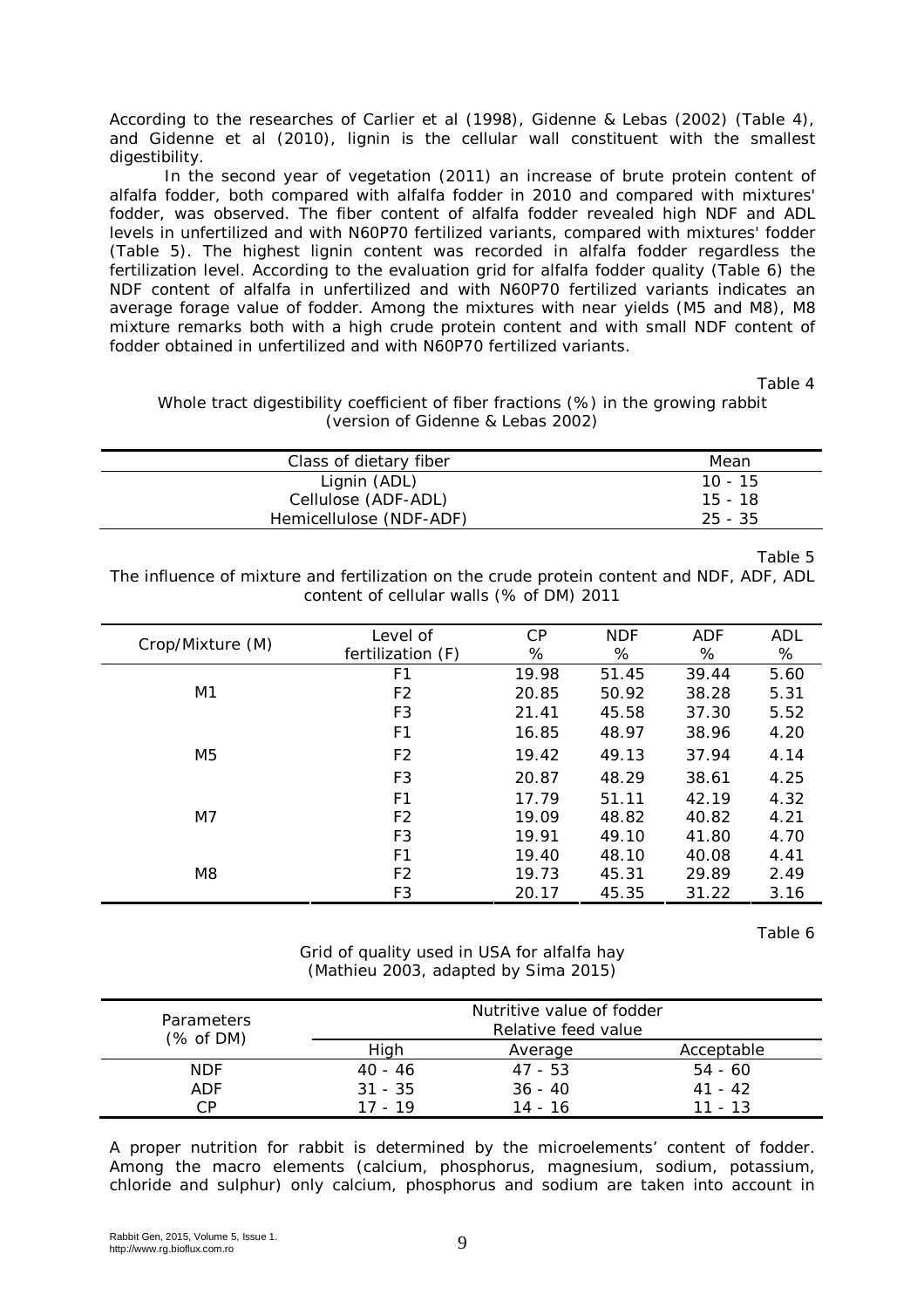According to the researches of Carlier et al (1998), Gidenne & Lebas (2002) (Table 4), and Gidenne et al (2010), lignin is the cellular wall constituent with the smallest digestibility.

In the second year of vegetation (2011) an increase of brute protein content of alfalfa fodder, both compared with alfalfa fodder in 2010 and compared with mixtures' fodder, was observed. The fiber content of alfalfa fodder revealed high NDF and ADL levels in unfertilized and with N60P70 fertilized variants, compared with mixtures' fodder (Table 5). The highest lignin content was recorded in alfalfa fodder regardless the fertilization level. According to the evaluation grid for alfalfa fodder quality (Table 6) the NDF content of alfalfa in unfertilized and with N60P70 fertilized variants indicates an average forage value of fodder. Among the mixtures with near yields (M5 and M8), M8 mixture remarks both with a high crude protein content and with small NDF content of fodder obtained in unfertilized and with N60P70 fertilized variants.

Table 4

Whole tract digestibility coefficient of fiber fractions (%) in the growing rabbit (version of Gidenne & Lebas 2002)

| Class of dietary fiber | Mean |
|---|---|
| Lignin (ADL) | 10 - 15 |
| Cellulose (ADF-ADL) | 15 - 18 |
| Hemicellulose (NDF-ADF) | 25 - 35 |

Table 5

The influence of mixture and fertilization on the crude protein content and NDF, ADF, ADL content of cellular walls (% of DM) 2011

| Crop/Mixture (M) | Level of fertilization (F) | CP % | NDF % | ADF % | ADL % |
|---|---|---|---|---|---|
| M1 | F1 | 19.98 | 51.45 | 39.44 | 5.60 |
| | F2 | 20.85 | 50.92 | 38.28 | 5.31 |
| | F3 | 21.41 | 45.58 | 37.30 | 5.52 |
| M5 | F1 | 16.85 | 48.97 | 38.96 | 4.20 |
| | F2 | 19.42 | 49.13 | 37.94 | 4.14 |
| | F3 | 20.87 | 48.29 | 38.61 | 4.25 |
| M7 | F1 | 17.79 | 51.11 | 42.19 | 4.32 |
| | F2 | 19.09 | 48.82 | 40.82 | 4.21 |
| | F3 | 19.91 | 49.10 | 41.80 | 4.70 |
| M8 | F1 | 19.40 | 48.10 | 40.08 | 4.41 |
| | F2 | 19.73 | 45.31 | 29.89 | 2.49 |
| | F3 | 20.17 | 45.35 | 31.22 | 3.16 |

Table 6

Grid of quality used in USA for alfalfa hay (Mathieu 2003, adapted by Sima 2015)

| Parameters (% of DM) | Nutritive value of fodder Relative feed value | | |
|---|---|---|---|
| | High | Average | Acceptable |
| NDF | 40 - 46 | 47 - 53 | 54 - 60 |
| ADF | 31 - 35 | 36 - 40 | 41 - 42 |
| CP | 17 - 19 | 14 - 16 | 11 - 13 |

A proper nutrition for rabbit is determined by the microelements' content of fodder. Among the macro elements (calcium, phosphorus, magnesium, sodium, potassium, chloride and sulphur) only calcium, phosphorus and sodium are taken into account in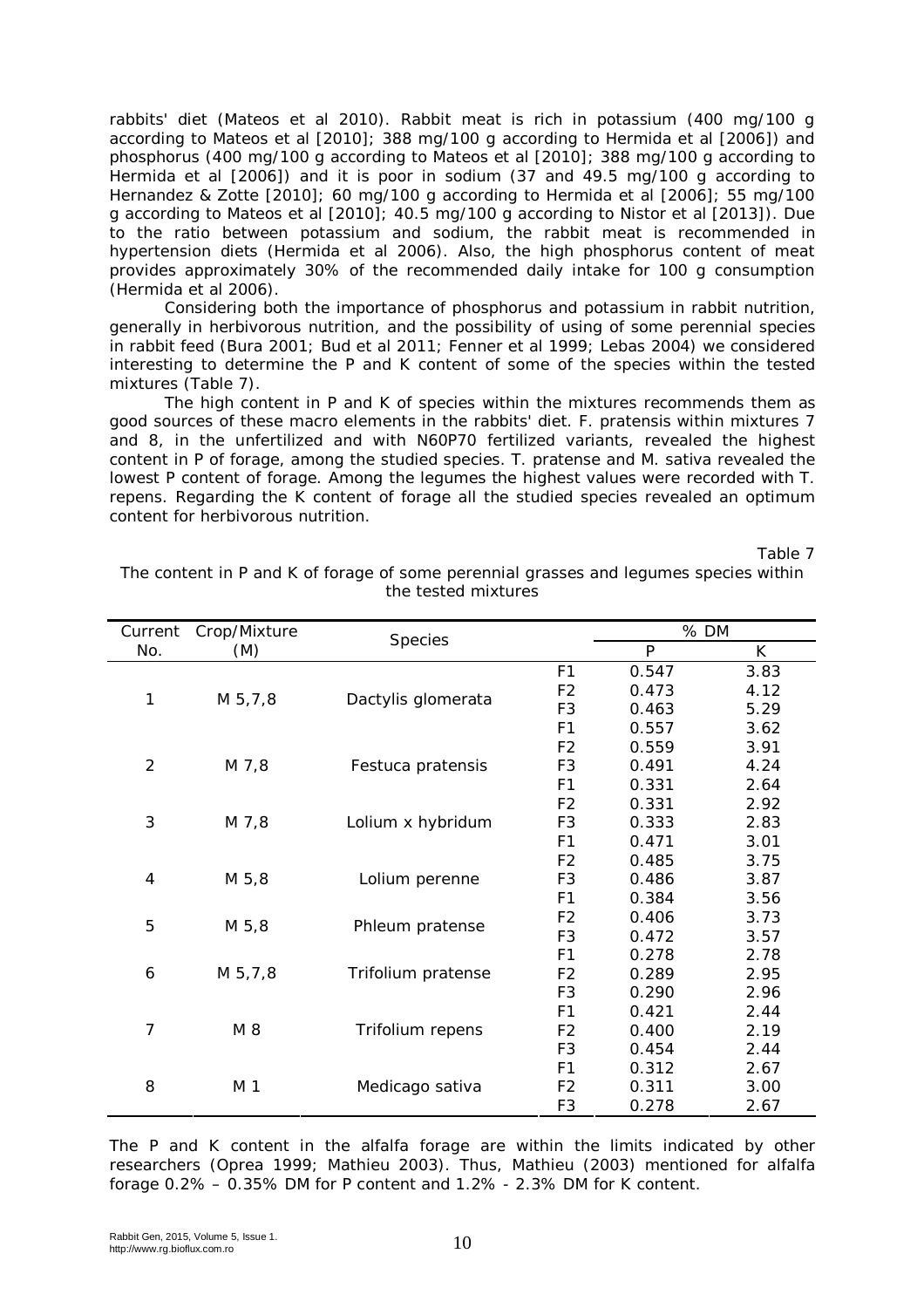rabbits' diet (Mateos et al 2010). Rabbit meat is rich in potassium (400 mg/100 g according to Mateos et al [2010]; 388 mg/100 g according to Hermida et al [2006]) and phosphorus (400 mg/100 g according to Mateos et al [2010]; 388 mg/100 g according to Hermida et al [2006]) and it is poor in sodium (37 and 49.5 mg/100 g according to Hernandez & Zotte [2010]; 60 mg/100 g according to Hermida et al [2006]; 55 mg/100 g according to Mateos et al [2010]; 40.5 mg/100 g according to Nistor et al [2013]). Due to the ratio between potassium and sodium, the rabbit meat is recommended in hypertension diets (Hermida et al 2006). Also, the high phosphorus content of meat provides approximately 30% of the recommended daily intake for 100 g consumption (Hermida et al 2006).

Considering both the importance of phosphorus and potassium in rabbit nutrition, generally in herbivorous nutrition, and the possibility of using of some perennial species in rabbit feed (Bura 2001; Bud et al 2011; Fenner et al 1999; Lebas 2004) we considered interesting to determine the P and K content of some of the species within the tested mixtures (Table 7).

The high content in P and K of species within the mixtures recommends them as good sources of these macro elements in the rabbits' diet. *F. pratensis* within mixtures 7 and 8, in the unfertilized and with N60P70 fertilized variants, revealed the highest content in P of forage, among the studied species. *T. pratense* and *M. sativa* revealed the lowest P content of forage. Among the legumes the highest values were recorded with *T. repens*. Regarding the K content of forage all the studied species revealed an optimum content for herbivorous nutrition.

Table 7

The content in P and K of forage of some perennial grasses and legumes species within the tested mixtures

| Current No. | Crop/Mixture (M) | Species | | % DM | |
|---|---|---|---|---|---|
| | | | | P | K |
| 1 | M 5,7,8 | Dactylis glomerata | F1 | 0.547 | 3.83 |
| | | | F2 | 0.473 | 4.12 |
| | | | F3 | 0.463 | 5.29 |
| 2 | M 7,8 | Festuca pratensis | F1 | 0.557 | 3.62 |
| | | | F2 | 0.559 | 3.91 |
| | | | F3 | 0.491 | 4.24 |
| 3 | M 7,8 | Lolium x hybridum | F1 | 0.331 | 2.64 |
| | | | F2 | 0.331 | 2.92 |
| | | | F3 | 0.333 | 2.83 |
| 4 | M 5,8 | Lolium perenne | F1 | 0.471 | 3.01 |
| | | | F2 | 0.485 | 3.75 |
| | | | F3 | 0.486 | 3.87 |
| 5 | M 5,8 | Phleum pratense | F1 | 0.384 | 3.56 |
| | | | F2 | 0.406 | 3.73 |
| | | | F3 | 0.472 | 3.57 |
| 6 | M 5,7,8 | Trifolium pratense | F1 | 0.278 | 2.78 |
| | | | F2 | 0.289 | 2.95 |
| | | | F3 | 0.290 | 2.96 |
| 7 | M 8 | Trifolium repens | F1 | 0.421 | 2.44 |
| | | | F2 | 0.400 | 2.19 |
| | | | F3 | 0.454 | 2.44 |
| 8 | M 1 | Medicago sativa | F1 | 0.312 | 2.67 |
| | | | F2 | 0.311 | 3.00 |
| | | | F3 | 0.278 | 2.67 |

The P and K content in the alfalfa forage are within the limits indicated by other researchers (Oprea 1999; Mathieu 2003). Thus, Mathieu (2003) mentioned for alfalfa forage 0.2% – 0.35% DM for P content and 1.2% - 2.3% DM for K content.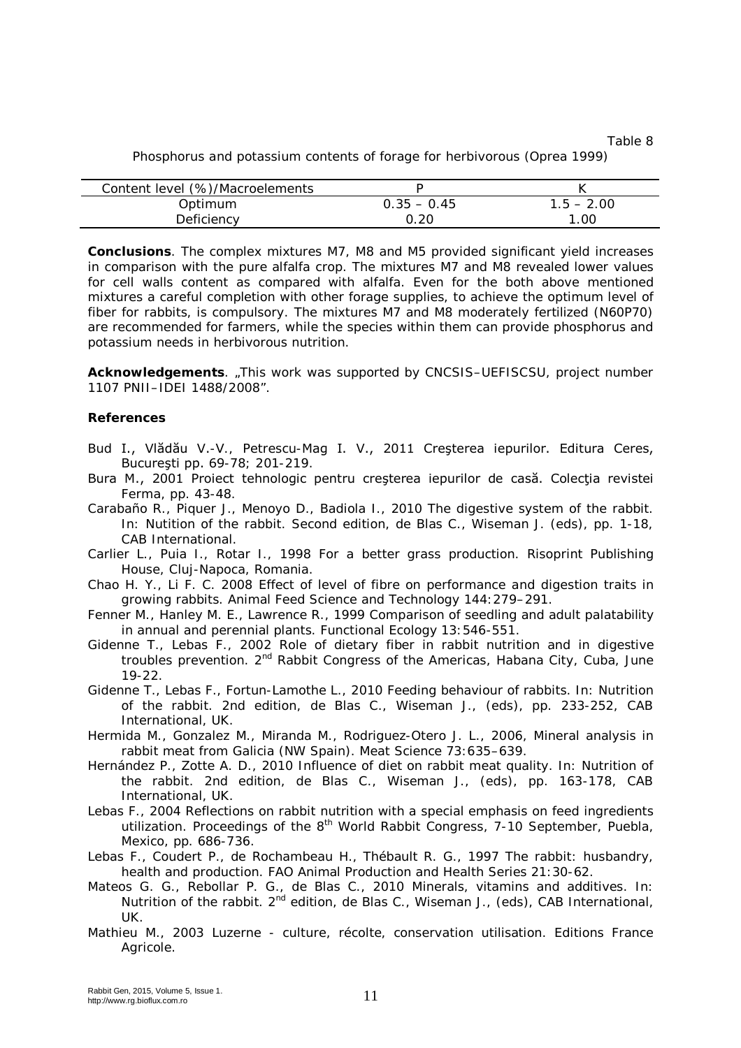Table 8

Phosphorus and potassium contents of forage for herbivorous (Oprea 1999)

| Content level (%)/Macroelements | P | K |
|---|---|---|
| Optimum | 0.35 – 0.45 | 1.5 – 2.00 |
| Deficiency | 0.20 | 1.00 |

**Conclusions**. The complex mixtures M7, M8 and M5 provided significant yield increases in comparison with the pure alfalfa crop. The mixtures M7 and M8 revealed lower values for cell walls content as compared with alfalfa. Even for the both above mentioned mixtures a careful completion with other forage supplies, to achieve the optimum level of fiber for rabbits, is compulsory. The mixtures M7 and M8 moderately fertilized (N60P70) are recommended for farmers, while the species within them can provide phosphorus and potassium needs in herbivorous nutrition.

**Acknowledgements**. „This work was supported by CNCSIS–UEFISCSU, project number 1107 PNII–IDEI 1488/2008".

**References**

Bud I., Vlădău V.-V., Petrescu-Mag I. V., 2011 Creşterea iepurilor. Editura Ceres, Bucureşti pp. 69-78; 201-219.

Bura M., 2001 Proiect tehnologic pentru creşterea iepurilor de casă. Colecţia revistei Ferma, pp. 43-48.

Carabaño R., Piquer J., Menoyo D., Badiola I., 2010 The digestive system of the rabbit. In: Nutition of the rabbit. Second edition, de Blas C., Wiseman J. (eds), pp. 1-18, CAB International.

Carlier L., Puia I., Rotar I., 1998 For a better grass production. Risoprint Publishing House, Cluj-Napoca, Romania.

Chao H. Y., Li F. C. 2008 Effect of level of fibre on performance and digestion traits in growing rabbits. Animal Feed Science and Technology 144:279–291.

Fenner M., Hanley M. E., Lawrence R., 1999 Comparison of seedling and adult palatability in annual and perennial plants. Functional Ecology 13:546-551.

Gidenne T., Lebas F., 2002 Role of dietary fiber in rabbit nutrition and in digestive troubles prevention. 2nd Rabbit Congress of the Americas, Habana City, Cuba, June 19-22.

Gidenne T., Lebas F., Fortun-Lamothe L., 2010 Feeding behaviour of rabbits. In: Nutrition of the rabbit. 2nd edition, de Blas C., Wiseman J., (eds), pp. 233-252, CAB International, UK.

Hermida M., Gonzalez M., Miranda M., Rodriguez-Otero J. L., 2006, Mineral analysis in rabbit meat from Galicia (NW Spain). Meat Science 73:635–639.

Hernández P., Zotte A. D., 2010 Influence of diet on rabbit meat quality. In: Nutrition of the rabbit. 2nd edition, de Blas C., Wiseman J., (eds), pp. 163-178, CAB International, UK.

Lebas F., 2004 Reflections on rabbit nutrition with a special emphasis on feed ingredients utilization. Proceedings of the 8th World Rabbit Congress, 7-10 September, Puebla, Mexico, pp. 686-736.

Lebas F., Coudert P., de Rochambeau H., Thébault R. G., 1997 The rabbit: husbandry, health and production. FAO Animal Production and Health Series 21:30-62.

Mateos G. G., Rebollar P. G., de Blas C., 2010 Minerals, vitamins and additives. In: Nutrition of the rabbit. 2nd edition, de Blas C., Wiseman J., (eds), CAB International, UK.

Mathieu M., 2003 Luzerne - culture, récolte, conservation utilisation. Editions France Agricole.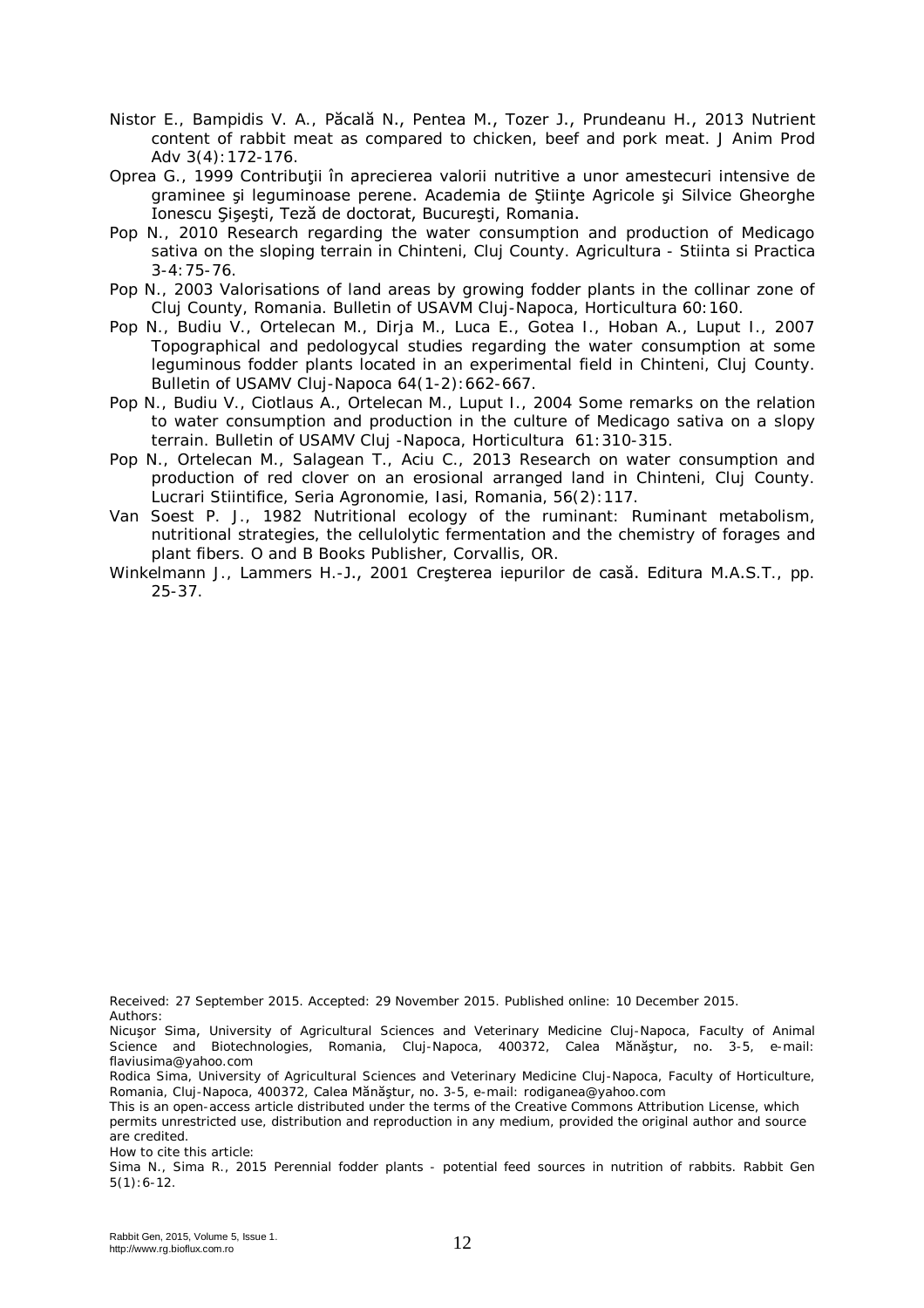Nistor E., Bampidis V. A., Păcală N., Pentea M., Tozer J., Prundeanu H., 2013 Nutrient content of rabbit meat as compared to chicken, beef and pork meat. J Anim Prod Adv 3(4):172-176.

Oprea G., 1999 Contribuţii în aprecierea valorii nutritive a unor amestecuri intensive de graminee şi leguminoase perene. Academia de Ştiinţe Agricole şi Silvice Gheorghe Ionescu Şişeşti, Teză de doctorat, Bucureşti, Romania.

Pop N., 2010 Research regarding the water consumption and production of Medicago sativa on the sloping terrain in Chinteni, Cluj County. Agricultura - Stiinta si Practica 3-4:75-76.

Pop N., 2003 Valorisations of land areas by growing fodder plants in the collinar zone of Cluj County, Romania. Bulletin of USAVM Cluj-Napoca, Horticultura 60:160.

Pop N., Budiu V., Ortelecan M., Dirja M., Luca E., Gotea I., Hoban A., Luput I., 2007 Topographical and pedologycal studies regarding the water consumption at some leguminous fodder plants located in an experimental field in Chinteni, Cluj County. Bulletin of USAMV Cluj-Napoca 64(1-2):662-667.

Pop N., Budiu V., Ciotlaus A., Ortelecan M., Luput I., 2004 Some remarks on the relation to water consumption and production in the culture of Medicago sativa on a slopy terrain. Bulletin of USAMV Cluj -Napoca, Horticultura 61:310-315.

Pop N., Ortelecan M., Salagean T., Aciu C., 2013 Research on water consumption and production of red clover on an erosional arranged land in Chinteni, Cluj County. Lucrari Stiintifice, Seria Agronomie, Iasi, Romania, 56(2):117.

Van Soest P. J., 1982 Nutritional ecology of the ruminant: Ruminant metabolism, nutritional strategies, the cellulolytic fermentation and the chemistry of forages and plant fibers. O and B Books Publisher, Corvallis, OR.

Winkelmann J., Lammers H.-J., 2001 Creşterea iepurilor de casă. Editura M.A.S.T., pp. 25-37.

Received: 27 September 2015. Accepted: 29 November 2015. Published online: 10 December 2015.

Authors:

Nicuşor Sima, University of Agricultural Sciences and Veterinary Medicine Cluj-Napoca, Faculty of Animal Science and Biotechnologies, Romania, Cluj-Napoca, 400372, Calea Mănăştur, no. 3-5, e-mail: flaviusima@yahoo.com

Rodica Sima, University of Agricultural Sciences and Veterinary Medicine Cluj-Napoca, Faculty of Horticulture, Romania, Cluj-Napoca, 400372, Calea Mănăştur, no. 3-5, e-mail: rodiganea@yahoo.com

This is an open-access article distributed under the terms of the Creative Commons Attribution License, which permits unrestricted use, distribution and reproduction in any medium, provided the original author and source are credited.

How to cite this article:

Sima N., Sima R., 2015 Perennial fodder plants - potential feed sources in nutrition of rabbits. Rabbit Gen 5(1):6-12.